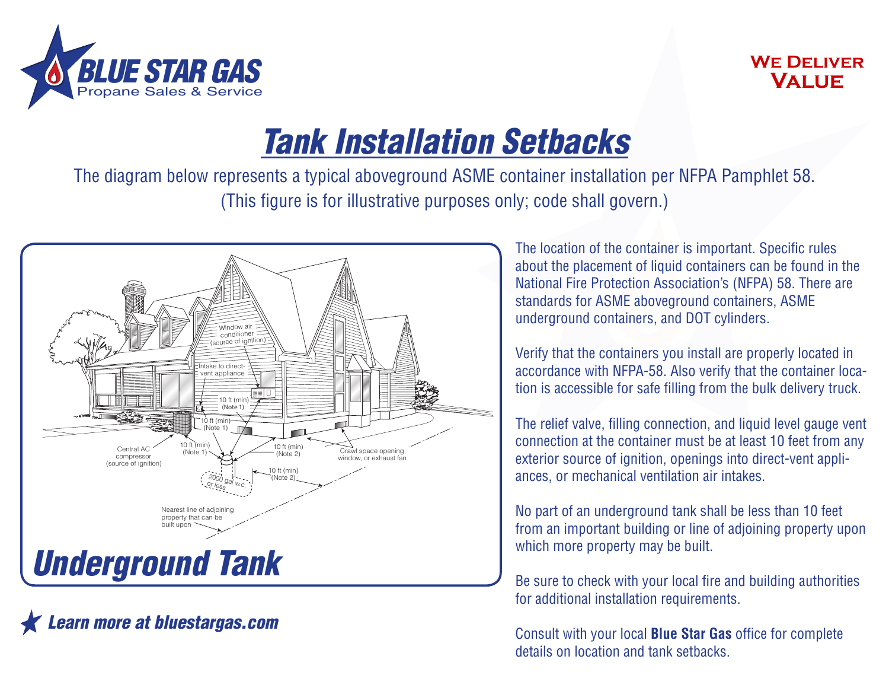**BLUE STAR GAS**
Propane Sales & Service

**We Deliver Value**

# *Tank Installation Setbacks*

The diagram below represents a typical aboveground ASME container installation per NFPA Pamphlet 58. (This figure is for illustrative purposes only; code shall govern.)

Window air conditioner (source of ignition)

Intake to direct-vent appliance

10 ft (min) (Note 1)

10 ft (min) (Note 1)

10 ft (min) (Note 1)

Central AC compressor (source of ignition)

10 ft (min) (Note 2)

Crawl space opening, window, or exhaust fan

10 ft (min) (Note 2)

2000 gal w.c. or less

Nearest line of adjoining property that can be built upon

## *Underground Tank*

The location of the container is important. Specific rules about the placement of liquid containers can be found in the National Fire Protection Association's (NFPA) 58. There are standards for ASME aboveground containers, ASME underground containers, and DOT cylinders.

Verify that the containers you install are properly located in accordance with NFPA-58. Also verify that the container location is accessible for safe filling from the bulk delivery truck.

The relief valve, filling connection, and liquid level gauge vent connection at the container must be at least 10 feet from any exterior source of ignition, openings into direct-vent appliances, or mechanical ventilation air intakes.

No part of an underground tank shall be less than 10 feet from an important building or line of adjoining property upon which more property may be built.

Be sure to check with your local fire and building authorities for additional installation requirements.

Consult with your local **Blue Star Gas** office for complete details on location and tank setbacks.

***Learn more at bluestargas.com***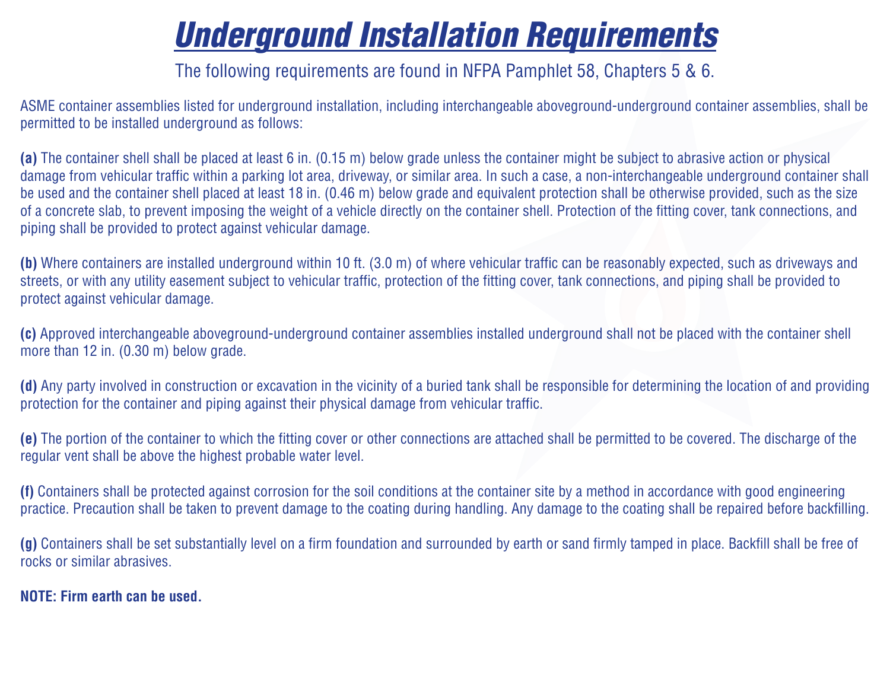# ***Underground Installation Requirements***

The following requirements are found in NFPA Pamphlet 58, Chapters 5 & 6.

ASME container assemblies listed for underground installation, including interchangeable aboveground-underground container assemblies, shall be permitted to be installed underground as follows:

**(a)** The container shell shall be placed at least 6 in. (0.15 m) below grade unless the container might be subject to abrasive action or physical damage from vehicular traffic within a parking lot area, driveway, or similar area. In such a case, a non-interchangeable underground container shall be used and the container shell placed at least 18 in. (0.46 m) below grade and equivalent protection shall be otherwise provided, such as the size of a concrete slab, to prevent imposing the weight of a vehicle directly on the container shell. Protection of the fitting cover, tank connections, and piping shall be provided to protect against vehicular damage.

**(b)** Where containers are installed underground within 10 ft. (3.0 m) of where vehicular traffic can be reasonably expected, such as driveways and streets, or with any utility easement subject to vehicular traffic, protection of the fitting cover, tank connections, and piping shall be provided to protect against vehicular damage.

**(c)** Approved interchangeable aboveground-underground container assemblies installed underground shall not be placed with the container shell more than 12 in. (0.30 m) below grade.

**(d)** Any party involved in construction or excavation in the vicinity of a buried tank shall be responsible for determining the location of and providing protection for the container and piping against their physical damage from vehicular traffic.

**(e)** The portion of the container to which the fitting cover or other connections are attached shall be permitted to be covered. The discharge of the regular vent shall be above the highest probable water level.

**(f)** Containers shall be protected against corrosion for the soil conditions at the container site by a method in accordance with good engineering practice. Precaution shall be taken to prevent damage to the coating during handling. Any damage to the coating shall be repaired before backfilling.

**(g)** Containers shall be set substantially level on a firm foundation and surrounded by earth or sand firmly tamped in place. Backfill shall be free of rocks or similar abrasives.

**NOTE: Firm earth can be used.**